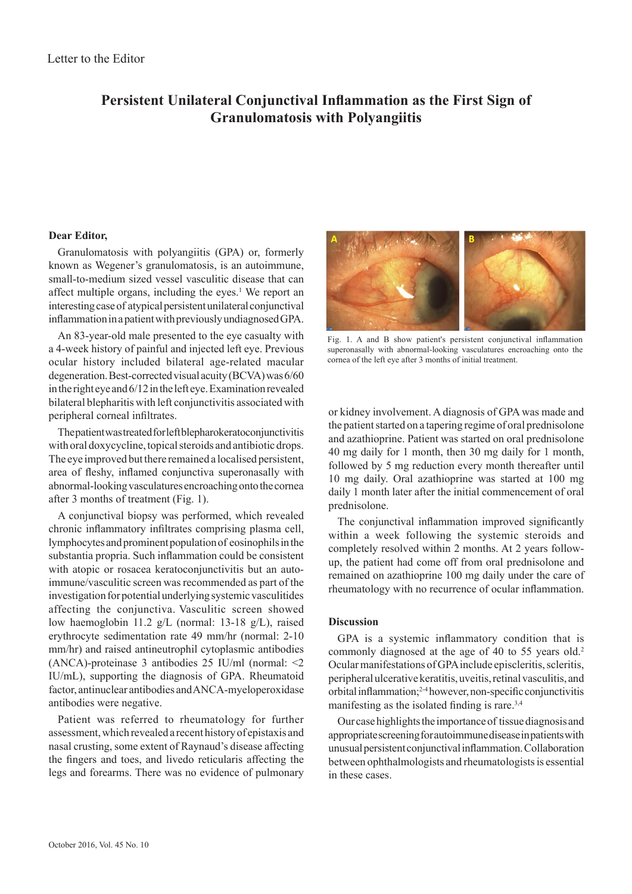Letter to the Editor

# Persistent Unilateral Conjunctival Inflammation as the First Sign of Granulomatosis with Polyangiitis

**Dear Editor,**

Granulomatosis with polyangiitis (GPA) or, formerly known as Wegener's granulomatosis, is an autoimmune, small-to-medium sized vessel vasculitic disease that can affect multiple organs, including the eyes.[1] We report an interesting case of atypical persistent unilateral conjunctival inflammation in a patient with previously undiagnosed GPA.

An 83-year-old male presented to the eye casualty with a 4-week history of painful and injected left eye. Previous ocular history included bilateral age-related macular degeneration. Best-corrected visual acuity (BCVA) was 6/60 in the right eye and 6/12 in the left eye. Examination revealed bilateral blepharitis with left conjunctivitis associated with peripheral corneal infiltrates.

The patient was treated for left blepharokeratoconjunctivitis with oral doxycycline, topical steroids and antibiotic drops. The eye improved but there remained a localised persistent, area of fleshy, inflamed conjunctiva superonasally with abnormal-looking vasculatures encroaching onto the cornea after 3 months of treatment (Fig. 1).

Fig. 1. A and B show patient's persistent conjunctival inflammation superonasally with abnormal-looking vasculatures encroaching onto the cornea of the left eye after 3 months of initial treatment.

A conjunctival biopsy was performed, which revealed chronic inflammatory infiltrates comprising plasma cell, lymphocytes and prominent population of eosinophils in the substantia propria. Such inflammation could be consistent with atopic or rosacea keratoconjunctivitis but an autoimmune/vasculitic screen was recommended as part of the investigation for potential underlying systemic vasculitides affecting the conjunctiva. Vasculitic screen showed low haemoglobin 11.2 g/L (normal: 13-18 g/L), raised erythrocyte sedimentation rate 49 mm/hr (normal: 2-10 mm/hr) and raised antineutrophil cytoplasmic antibodies (ANCA)-proteinase 3 antibodies 25 IU/ml (normal: <2 IU/mL), supporting the diagnosis of GPA. Rheumatoid factor, antinuclear antibodies and ANCA-myeloperoxidase antibodies were negative.

Patient was referred to rheumatology for further assessment, which revealed a recent history of epistaxis and nasal crusting, some extent of Raynaud's disease affecting the fingers and toes, and livedo reticularis affecting the legs and forearms. There was no evidence of pulmonary or kidney involvement. A diagnosis of GPA was made and the patient started on a tapering regime of oral prednisolone and azathioprine. Patient was started on oral prednisolone 40 mg daily for 1 month, then 30 mg daily for 1 month, followed by 5 mg reduction every month thereafter until 10 mg daily. Oral azathioprine was started at 100 mg daily 1 month later after the initial commencement of oral prednisolone.

The conjunctival inflammation improved significantly within a week following the systemic steroids and completely resolved within 2 months. At 2 years follow-up, the patient had come off from oral prednisolone and remained on azathioprine 100 mg daily under the care of rheumatology with no recurrence of ocular inflammation.

## Discussion

GPA is a systemic inflammatory condition that is commonly diagnosed at the age of 40 to 55 years old.[2] Ocular manifestations of GPA include episcleritis, scleritis, peripheral ulcerative keratitis, uveitis, retinal vasculitis, and orbital inflammation;[2-4] however, non-specific conjunctivitis manifesting as the isolated finding is rare.[3,4]

Our case highlights the importance of tissue diagnosis and appropriate screening for autoimmune disease in patients with unusual persistent conjunctival inflammation. Collaboration between ophthalmologists and rheumatologists is essential in these cases.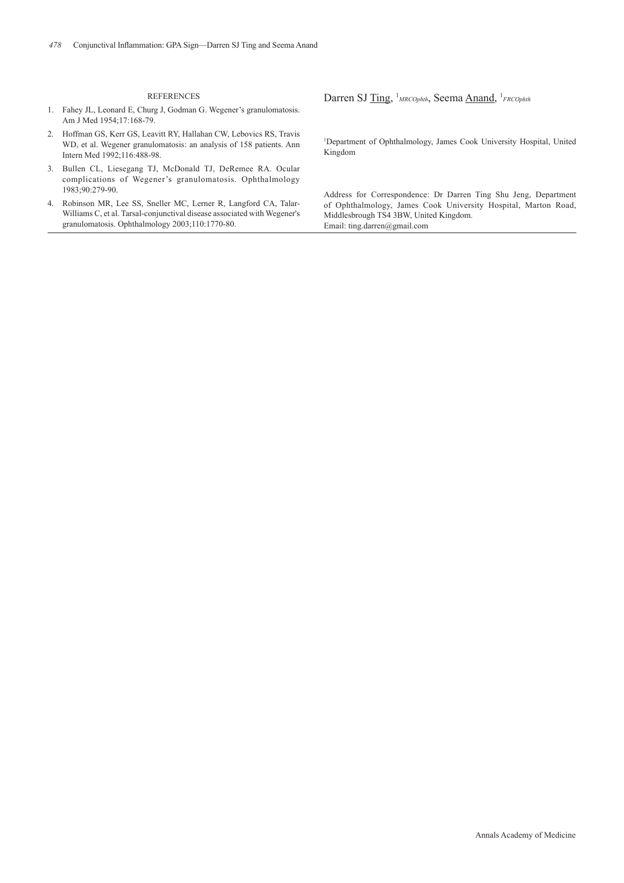## REFERENCES

1. Fahey JL, Leonard E, Churg J, Godman G. Wegener's granulomatosis. Am J Med 1954;17:168-79.
2. Hoffman GS, Kerr GS, Leavitt RY, Hallahan CW, Lebovics RS, Travis WD, et al. Wegener granulomatosis: an analysis of 158 patients. Ann Intern Med 1992;116:488-98.
3. Bullen CL, Liesegang TJ, McDonald TJ, DeRemee RA. Ocular complications of Wegener's granulomatosis. Ophthalmology 1983;90:279-90.
4. Robinson MR, Lee SS, Sneller MC, Lerner R, Langford CA, Talar-Williams C, et al. Tarsal-conjunctival disease associated with Wegener's granulomatosis. Ophthalmology 2003;110:1770-80.

Darren SJ Ting, [1] *MRCOphth*, Seema Anand, [1] *FRCOphth*

[1]Department of Ophthalmology, James Cook University Hospital, United Kingdom

Address for Correspondence: Dr Darren Ting Shu Jeng, Department of Ophthalmology, James Cook University Hospital, Marton Road, Middlesbrough TS4 3BW, United Kingdom.
Email: ting.darren@gmail.com